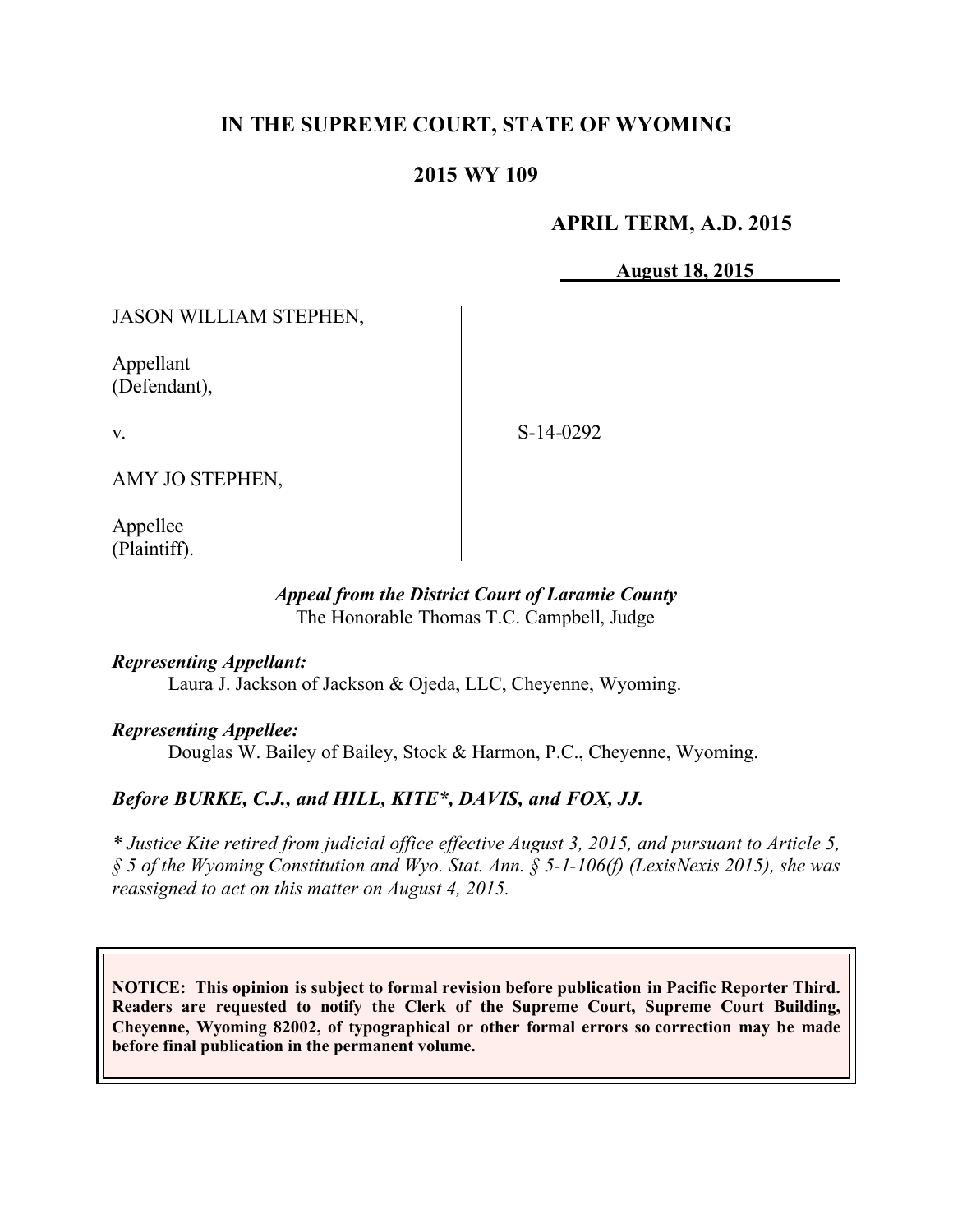# IN THE SUPREME COURT, STATE OF WYOMING

## 2015 WY 109

**APRIL TERM, A.D. 2015**

**August 18, 2015**

JASON WILLIAM STEPHEN,

Appellant
(Defendant),

v.

AMY JO STEPHEN,

Appellee
(Plaintiff).

S-14-0292

***Appeal from the District Court of Laramie County***
The Honorable Thomas T.C. Campbell, Judge

***Representing Appellant:***
Laura J. Jackson of Jackson & Ojeda, LLC, Cheyenne, Wyoming.

***Representing Appellee:***
Douglas W. Bailey of Bailey, Stock & Harmon, P.C., Cheyenne, Wyoming.

***Before BURKE, C.J., and HILL, KITE\*, DAVIS, and FOX, JJ.***

*\* Justice Kite retired from judicial office effective August 3, 2015, and pursuant to Article 5, § 5 of the Wyoming Constitution and Wyo. Stat. Ann. § 5-1-106(f) (LexisNexis 2015), she was reassigned to act on this matter on August 4, 2015.*

**NOTICE: This opinion is subject to formal revision before publication in Pacific Reporter Third. Readers are requested to notify the Clerk of the Supreme Court, Supreme Court Building, Cheyenne, Wyoming 82002, of typographical or other formal errors so correction may be made before final publication in the permanent volume.**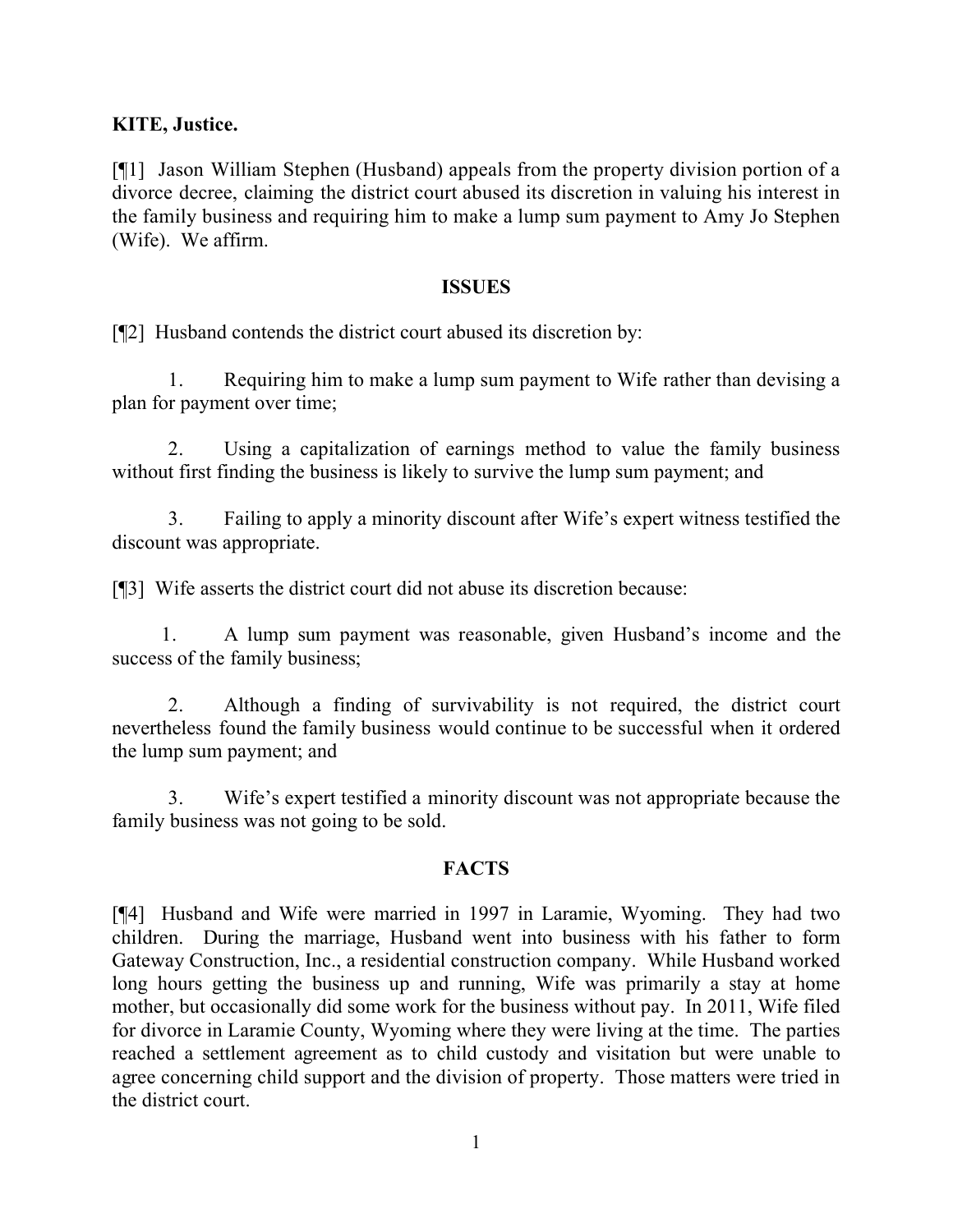**KITE, Justice.**

[¶1] Jason William Stephen (Husband) appeals from the property division portion of a divorce decree, claiming the district court abused its discretion in valuing his interest in the family business and requiring him to make a lump sum payment to Amy Jo Stephen (Wife). We affirm.

## ISSUES

[¶2] Husband contends the district court abused its discretion by:

1. Requiring him to make a lump sum payment to Wife rather than devising a plan for payment over time;

2. Using a capitalization of earnings method to value the family business without first finding the business is likely to survive the lump sum payment; and

3. Failing to apply a minority discount after Wife's expert witness testified the discount was appropriate.

[¶3] Wife asserts the district court did not abuse its discretion because:

1. A lump sum payment was reasonable, given Husband's income and the success of the family business;

2. Although a finding of survivability is not required, the district court nevertheless found the family business would continue to be successful when it ordered the lump sum payment; and

3. Wife's expert testified a minority discount was not appropriate because the family business was not going to be sold.

## FACTS

[¶4] Husband and Wife were married in 1997 in Laramie, Wyoming. They had two children. During the marriage, Husband went into business with his father to form Gateway Construction, Inc., a residential construction company. While Husband worked long hours getting the business up and running, Wife was primarily a stay at home mother, but occasionally did some work for the business without pay. In 2011, Wife filed for divorce in Laramie County, Wyoming where they were living at the time. The parties reached a settlement agreement as to child custody and visitation but were unable to agree concerning child support and the division of property. Those matters were tried in the district court.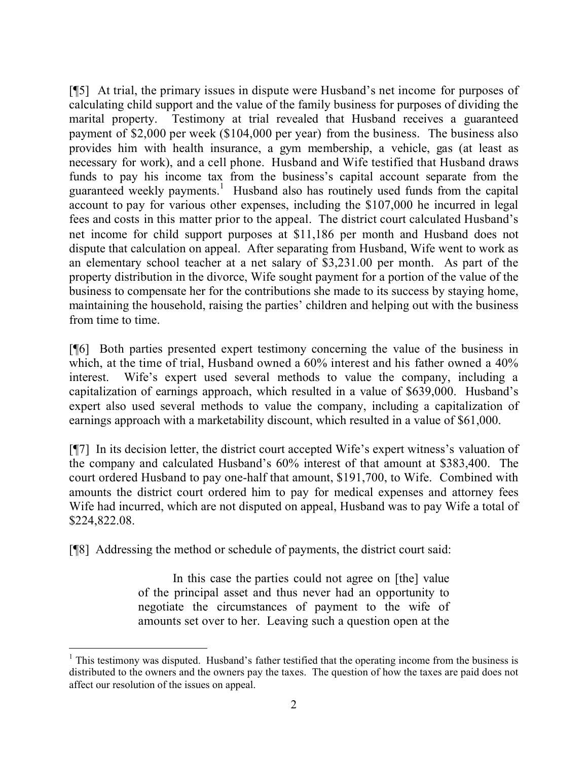[¶5] At trial, the primary issues in dispute were Husband's net income for purposes of calculating child support and the value of the family business for purposes of dividing the marital property. Testimony at trial revealed that Husband receives a guaranteed payment of $2,000 per week ($104,000 per year) from the business. The business also provides him with health insurance, a gym membership, a vehicle, gas (at least as necessary for work), and a cell phone. Husband and Wife testified that Husband draws funds to pay his income tax from the business's capital account separate from the guaranteed weekly payments.[1] Husband also has routinely used funds from the capital account to pay for various other expenses, including the $107,000 he incurred in legal fees and costs in this matter prior to the appeal. The district court calculated Husband's net income for child support purposes at $11,186 per month and Husband does not dispute that calculation on appeal. After separating from Husband, Wife went to work as an elementary school teacher at a net salary of $3,231.00 per month. As part of the property distribution in the divorce, Wife sought payment for a portion of the value of the business to compensate her for the contributions she made to its success by staying home, maintaining the household, raising the parties' children and helping out with the business from time to time.

[¶6] Both parties presented expert testimony concerning the value of the business in which, at the time of trial, Husband owned a 60% interest and his father owned a 40% interest. Wife's expert used several methods to value the company, including a capitalization of earnings approach, which resulted in a value of $639,000. Husband's expert also used several methods to value the company, including a capitalization of earnings approach with a marketability discount, which resulted in a value of $61,000.

[¶7] In its decision letter, the district court accepted Wife's expert witness's valuation of the company and calculated Husband's 60% interest of that amount at $383,400. The court ordered Husband to pay one-half that amount, $191,700, to Wife. Combined with amounts the district court ordered him to pay for medical expenses and attorney fees Wife had incurred, which are not disputed on appeal, Husband was to pay Wife a total of $224,822.08.

[¶8] Addressing the method or schedule of payments, the district court said:

> In this case the parties could not agree on [the] value of the principal asset and thus never had an opportunity to negotiate the circumstances of payment to the wife of amounts set over to her. Leaving such a question open at the

---

[1] This testimony was disputed. Husband's father testified that the operating income from the business is distributed to the owners and the owners pay the taxes. The question of how the taxes are paid does not affect our resolution of the issues on appeal.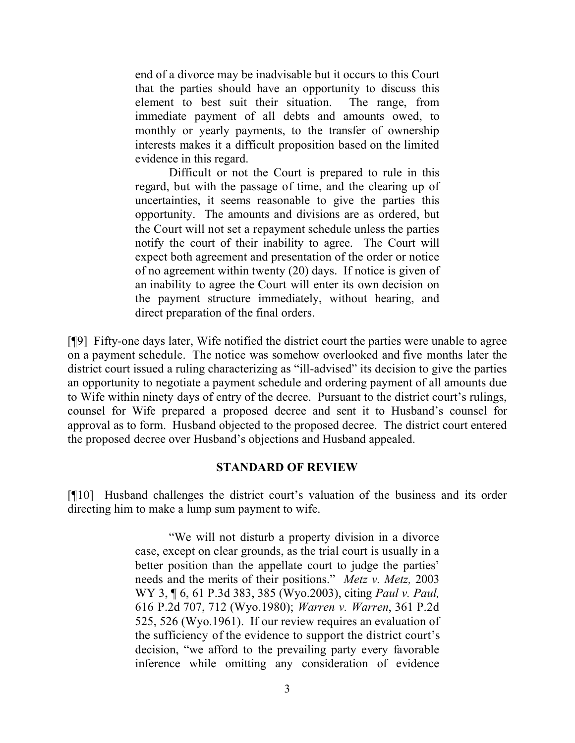> end of a divorce may be inadvisable but it occurs to this Court that the parties should have an opportunity to discuss this element to best suit their situation. The range, from immediate payment of all debts and amounts owed, to monthly or yearly payments, to the transfer of ownership interests makes it a difficult proposition based on the limited evidence in this regard.
>
> Difficult or not the Court is prepared to rule in this regard, but with the passage of time, and the clearing up of uncertainties, it seems reasonable to give the parties this opportunity. The amounts and divisions are as ordered, but the Court will not set a repayment schedule unless the parties notify the court of their inability to agree. The Court will expect both agreement and presentation of the order or notice of no agreement within twenty (20) days. If notice is given of an inability to agree the Court will enter its own decision on the payment structure immediately, without hearing, and direct preparation of the final orders.

[¶9] Fifty-one days later, Wife notified the district court the parties were unable to agree on a payment schedule. The notice was somehow overlooked and five months later the district court issued a ruling characterizing as "ill-advised" its decision to give the parties an opportunity to negotiate a payment schedule and ordering payment of all amounts due to Wife within ninety days of entry of the decree. Pursuant to the district court's rulings, counsel for Wife prepared a proposed decree and sent it to Husband's counsel for approval as to form. Husband objected to the proposed decree. The district court entered the proposed decree over Husband's objections and Husband appealed.

## STANDARD OF REVIEW

[¶10] Husband challenges the district court's valuation of the business and its order directing him to make a lump sum payment to wife.

> "We will not disturb a property division in a divorce case, except on clear grounds, as the trial court is usually in a better position than the appellate court to judge the parties' needs and the merits of their positions." *Metz v. Metz,* 2003 WY 3, ¶ 6, 61 P.3d 383, 385 (Wyo.2003), citing *Paul v. Paul,* 616 P.2d 707, 712 (Wyo.1980); *Warren v. Warren*, 361 P.2d 525, 526 (Wyo.1961). If our review requires an evaluation of the sufficiency of the evidence to support the district court's decision, "we afford to the prevailing party every favorable inference while omitting any consideration of evidence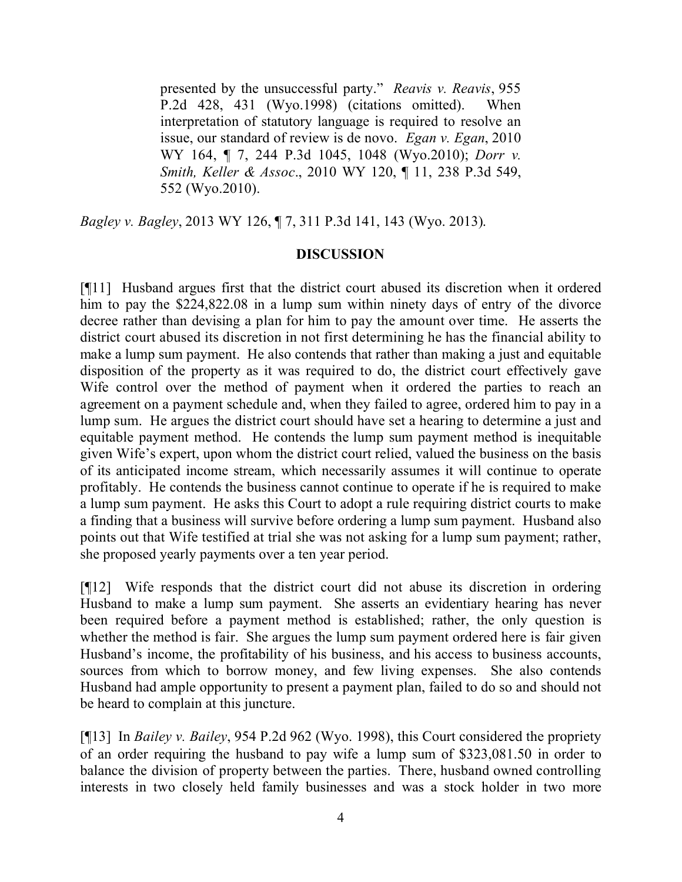> presented by the unsuccessful party." *Reavis v. Reavis*, 955 P.2d 428, 431 (Wyo.1998) (citations omitted). When interpretation of statutory language is required to resolve an issue, our standard of review is de novo. *Egan v. Egan*, 2010 WY 164, ¶ 7, 244 P.3d 1045, 1048 (Wyo.2010); *Dorr v. Smith, Keller & Assoc*., 2010 WY 120, ¶ 11, 238 P.3d 549, 552 (Wyo.2010).

*Bagley v. Bagley*, 2013 WY 126, ¶ 7, 311 P.3d 141, 143 (Wyo. 2013).

## DISCUSSION

[¶11] Husband argues first that the district court abused its discretion when it ordered him to pay the $224,822.08 in a lump sum within ninety days of entry of the divorce decree rather than devising a plan for him to pay the amount over time. He asserts the district court abused its discretion in not first determining he has the financial ability to make a lump sum payment. He also contends that rather than making a just and equitable disposition of the property as it was required to do, the district court effectively gave Wife control over the method of payment when it ordered the parties to reach an agreement on a payment schedule and, when they failed to agree, ordered him to pay in a lump sum. He argues the district court should have set a hearing to determine a just and equitable payment method. He contends the lump sum payment method is inequitable given Wife's expert, upon whom the district court relied, valued the business on the basis of its anticipated income stream, which necessarily assumes it will continue to operate profitably. He contends the business cannot continue to operate if he is required to make a lump sum payment. He asks this Court to adopt a rule requiring district courts to make a finding that a business will survive before ordering a lump sum payment. Husband also points out that Wife testified at trial she was not asking for a lump sum payment; rather, she proposed yearly payments over a ten year period.

[¶12] Wife responds that the district court did not abuse its discretion in ordering Husband to make a lump sum payment. She asserts an evidentiary hearing has never been required before a payment method is established; rather, the only question is whether the method is fair. She argues the lump sum payment ordered here is fair given Husband's income, the profitability of his business, and his access to business accounts, sources from which to borrow money, and few living expenses. She also contends Husband had ample opportunity to present a payment plan, failed to do so and should not be heard to complain at this juncture.

[¶13] In *Bailey v. Bailey*, 954 P.2d 962 (Wyo. 1998), this Court considered the propriety of an order requiring the husband to pay wife a lump sum of $323,081.50 in order to balance the division of property between the parties. There, husband owned controlling interests in two closely held family businesses and was a stock holder in two more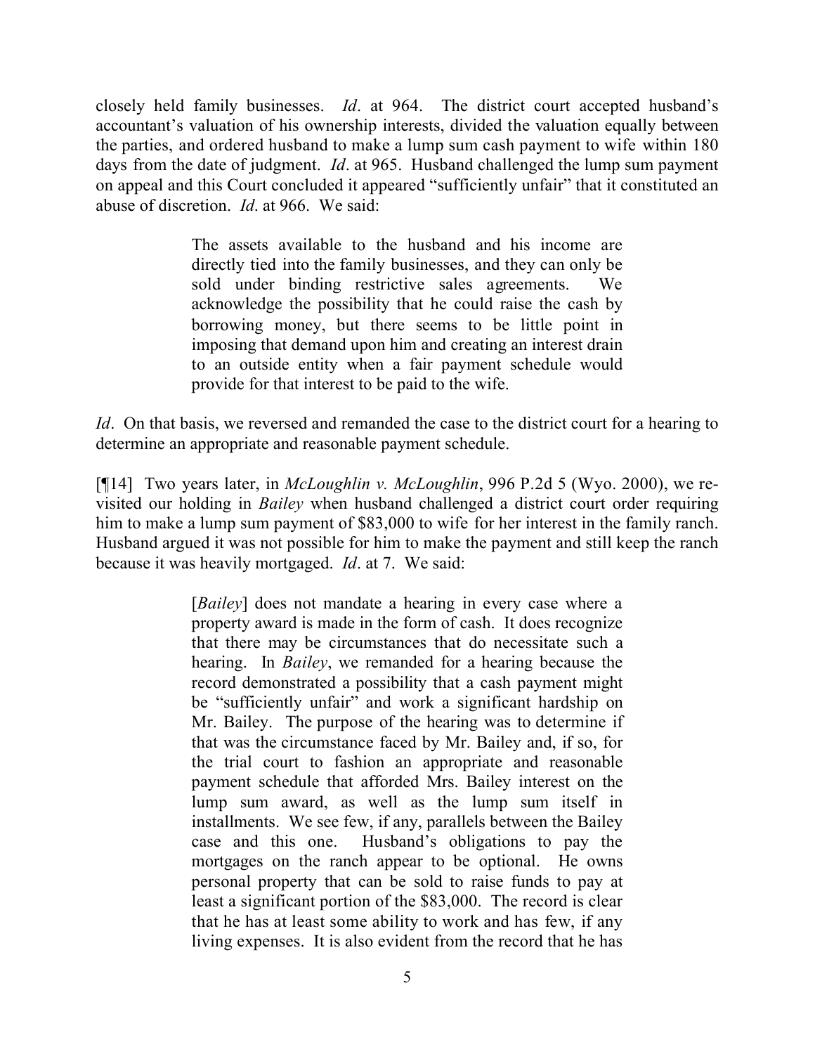closely held family businesses. *Id*. at 964. The district court accepted husband's accountant's valuation of his ownership interests, divided the valuation equally between the parties, and ordered husband to make a lump sum cash payment to wife within 180 days from the date of judgment. *Id*. at 965. Husband challenged the lump sum payment on appeal and this Court concluded it appeared "sufficiently unfair" that it constituted an abuse of discretion. *Id*. at 966. We said:

> The assets available to the husband and his income are directly tied into the family businesses, and they can only be sold under binding restrictive sales agreements. We acknowledge the possibility that he could raise the cash by borrowing money, but there seems to be little point in imposing that demand upon him and creating an interest drain to an outside entity when a fair payment schedule would provide for that interest to be paid to the wife.

*Id*. On that basis, we reversed and remanded the case to the district court for a hearing to determine an appropriate and reasonable payment schedule.

[¶14] Two years later, in *McLoughlin v. McLoughlin*, 996 P.2d 5 (Wyo. 2000), we re-visited our holding in *Bailey* when husband challenged a district court order requiring him to make a lump sum payment of $83,000 to wife for her interest in the family ranch. Husband argued it was not possible for him to make the payment and still keep the ranch because it was heavily mortgaged. *Id*. at 7. We said:

> [*Bailey*] does not mandate a hearing in every case where a property award is made in the form of cash. It does recognize that there may be circumstances that do necessitate such a hearing. In *Bailey*, we remanded for a hearing because the record demonstrated a possibility that a cash payment might be "sufficiently unfair" and work a significant hardship on Mr. Bailey. The purpose of the hearing was to determine if that was the circumstance faced by Mr. Bailey and, if so, for the trial court to fashion an appropriate and reasonable payment schedule that afforded Mrs. Bailey interest on the lump sum award, as well as the lump sum itself in installments. We see few, if any, parallels between the Bailey case and this one. Husband's obligations to pay the mortgages on the ranch appear to be optional. He owns personal property that can be sold to raise funds to pay at least a significant portion of the $83,000. The record is clear that he has at least some ability to work and has few, if any living expenses. It is also evident from the record that he has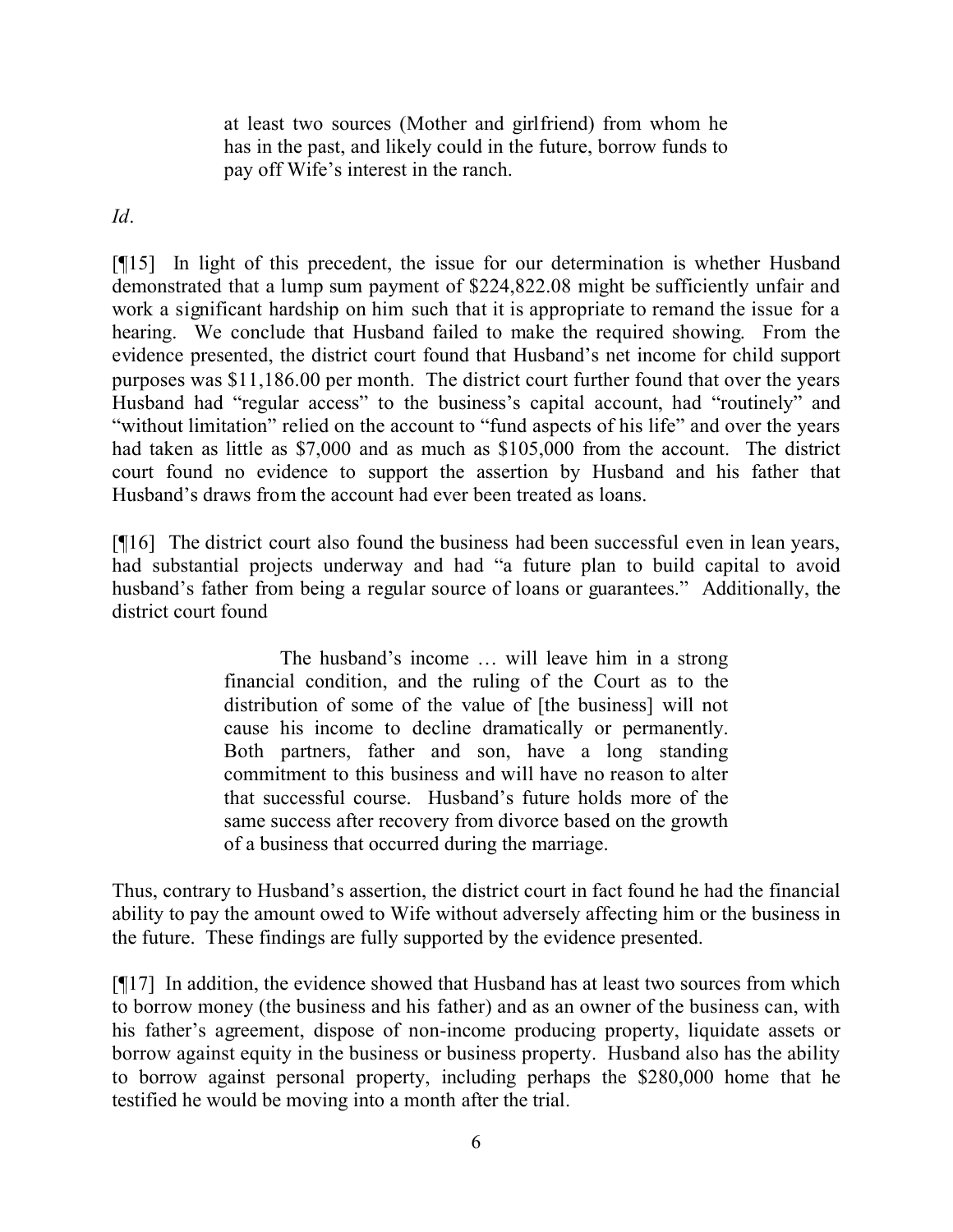> at least two sources (Mother and girlfriend) from whom he has in the past, and likely could in the future, borrow funds to pay off Wife's interest in the ranch.

*Id*.

[¶15] In light of this precedent, the issue for our determination is whether Husband demonstrated that a lump sum payment of $224,822.08 might be sufficiently unfair and work a significant hardship on him such that it is appropriate to remand the issue for a hearing. We conclude that Husband failed to make the required showing. From the evidence presented, the district court found that Husband's net income for child support purposes was $11,186.00 per month. The district court further found that over the years Husband had "regular access" to the business's capital account, had "routinely" and "without limitation" relied on the account to "fund aspects of his life" and over the years had taken as little as $7,000 and as much as $105,000 from the account. The district court found no evidence to support the assertion by Husband and his father that Husband's draws from the account had ever been treated as loans.

[¶16] The district court also found the business had been successful even in lean years, had substantial projects underway and had "a future plan to build capital to avoid husband's father from being a regular source of loans or guarantees." Additionally, the district court found

> The husband's income … will leave him in a strong financial condition, and the ruling of the Court as to the distribution of some of the value of [the business] will not cause his income to decline dramatically or permanently. Both partners, father and son, have a long standing commitment to this business and will have no reason to alter that successful course. Husband's future holds more of the same success after recovery from divorce based on the growth of a business that occurred during the marriage.

Thus, contrary to Husband's assertion, the district court in fact found he had the financial ability to pay the amount owed to Wife without adversely affecting him or the business in the future. These findings are fully supported by the evidence presented.

[¶17] In addition, the evidence showed that Husband has at least two sources from which to borrow money (the business and his father) and as an owner of the business can, with his father's agreement, dispose of non-income producing property, liquidate assets or borrow against equity in the business or business property. Husband also has the ability to borrow against personal property, including perhaps the $280,000 home that he testified he would be moving into a month after the trial.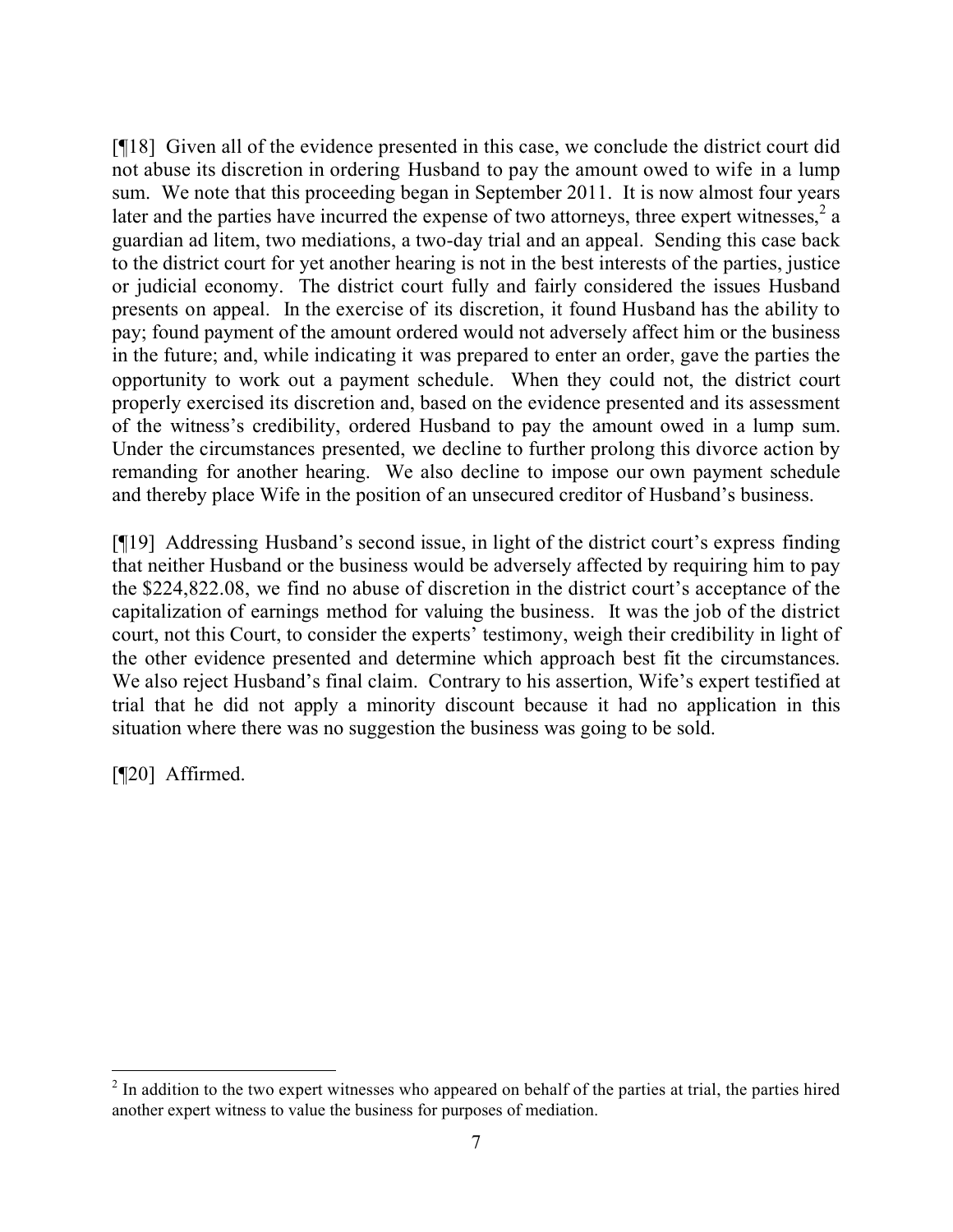[¶18] Given all of the evidence presented in this case, we conclude the district court did not abuse its discretion in ordering Husband to pay the amount owed to wife in a lump sum. We note that this proceeding began in September 2011. It is now almost four years later and the parties have incurred the expense of two attorneys, three expert witnesses,[2] a guardian ad litem, two mediations, a two-day trial and an appeal. Sending this case back to the district court for yet another hearing is not in the best interests of the parties, justice or judicial economy. The district court fully and fairly considered the issues Husband presents on appeal. In the exercise of its discretion, it found Husband has the ability to pay; found payment of the amount ordered would not adversely affect him or the business in the future; and, while indicating it was prepared to enter an order, gave the parties the opportunity to work out a payment schedule. When they could not, the district court properly exercised its discretion and, based on the evidence presented and its assessment of the witness's credibility, ordered Husband to pay the amount owed in a lump sum. Under the circumstances presented, we decline to further prolong this divorce action by remanding for another hearing. We also decline to impose our own payment schedule and thereby place Wife in the position of an unsecured creditor of Husband's business.

[¶19] Addressing Husband's second issue, in light of the district court's express finding that neither Husband or the business would be adversely affected by requiring him to pay the $224,822.08, we find no abuse of discretion in the district court's acceptance of the capitalization of earnings method for valuing the business. It was the job of the district court, not this Court, to consider the experts' testimony, weigh their credibility in light of the other evidence presented and determine which approach best fit the circumstances. We also reject Husband's final claim. Contrary to his assertion, Wife's expert testified at trial that he did not apply a minority discount because it had no application in this situation where there was no suggestion the business was going to be sold.

[¶20] Affirmed.

---

[2] In addition to the two expert witnesses who appeared on behalf of the parties at trial, the parties hired another expert witness to value the business for purposes of mediation.